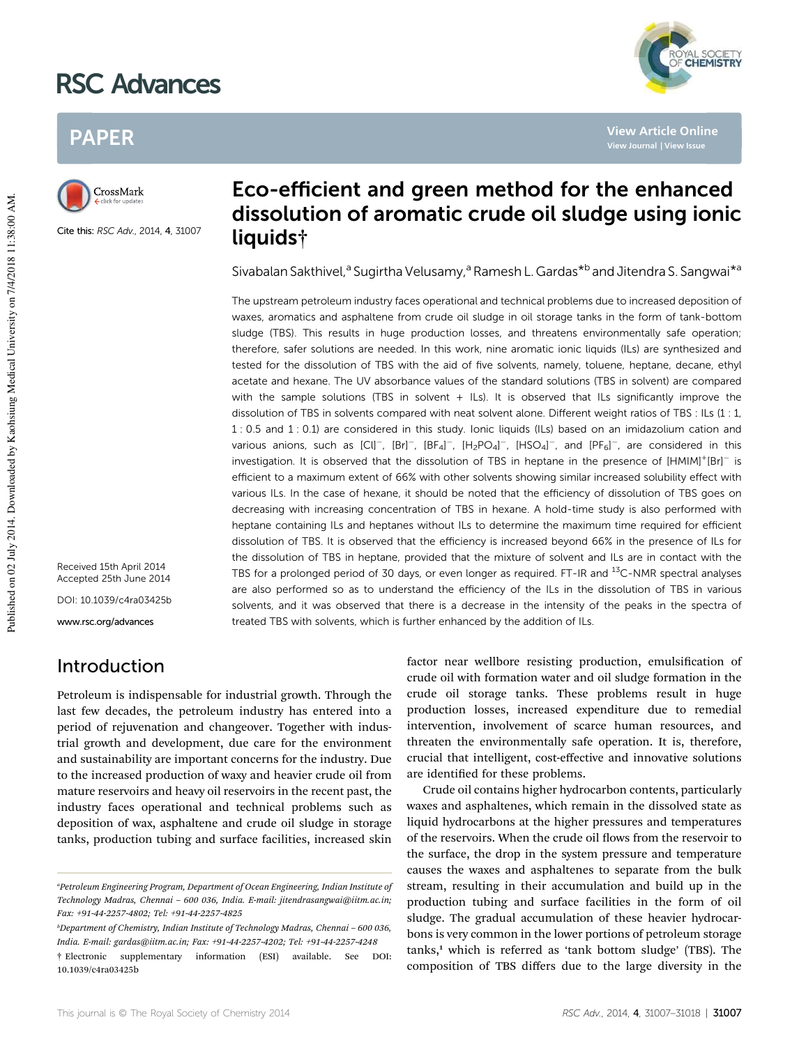# Eco-efficient and green method for the enhanced dissolution of aromatic crude oil sludge using ionic liquids†

Sivabalan Sakthivel,[a] Sugirtha Velusamy,[a] Ramesh L. Gardas*[b] and Jitendra S. Sangwai*[a]

Cite this: RSC Adv., 2014, 4, 31007

Received 15th April 2014
Accepted 25th June 2014

DOI: 10.1039/c4ra03425b

www.rsc.org/advances

The upstream petroleum industry faces operational and technical problems due to increased deposition of waxes, aromatics and asphaltene from crude oil sludge in oil storage tanks in the form of tank-bottom sludge (TBS). This results in huge production losses, and threatens environmentally safe operation; therefore, safer solutions are needed. In this work, nine aromatic ionic liquids (ILs) are synthesized and tested for the dissolution of TBS with the aid of five solvents, namely, toluene, heptane, decane, ethyl acetate and hexane. The UV absorbance values of the standard solutions (TBS in solvent) are compared with the sample solutions (TBS in solvent + ILs). It is observed that ILs significantly improve the dissolution of TBS in solvents compared with neat solvent alone. Different weight ratios of TBS : ILs (1 : 1, 1 : 0.5 and 1 : 0.1) are considered in this study. Ionic liquids (ILs) based on an imidazolium cation and various anions, such as $[Cl]^-$, $[Br]^-$, $[BF_4]^-$, $[H_2PO_4]^-$, $[HSO_4]^-$, and $[PF_6]^-$, are considered in this investigation. It is observed that the dissolution of TBS in heptane in the presence of $[HMIM]^+[Br]^-$ is efficient to a maximum extent of 66% with other solvents showing similar increased solubility effect with various ILs. In the case of hexane, it should be noted that the efficiency of dissolution of TBS goes on decreasing with increasing concentration of TBS in hexane. A hold-time study is also performed with heptane containing ILs and heptanes without ILs to determine the maximum time required for efficient dissolution of TBS. It is observed that the efficiency is increased beyond 66% in the presence of ILs for the dissolution of TBS in heptane, provided that the mixture of solvent and ILs are in contact with the TBS for a prolonged period of 30 days, or even longer as required. FT-IR and $^{13}C$-NMR spectral analyses are also performed so as to understand the efficiency of the ILs in the dissolution of TBS in various solvents, and it was observed that there is a decrease in the intensity of the peaks in the spectra of treated TBS with solvents, which is further enhanced by the addition of ILs.

## Introduction

Petroleum is indispensable for industrial growth. Through the last few decades, the petroleum industry has entered into a period of rejuvenation and changeover. Together with industrial growth and development, due care for the environment and sustainability are important concerns for the industry. Due to the increased production of waxy and heavier crude oil from mature reservoirs and heavy oil reservoirs in the recent past, the industry faces operational and technical problems such as deposition of wax, asphaltene and crude oil sludge in storage tanks, production tubing and surface facilities, increased skin factor near wellbore resisting production, emulsification of crude oil with formation water and oil sludge formation in the crude oil storage tanks. These problems result in huge production losses, increased expenditure due to remedial intervention, involvement of scarce human resources, and threaten the environmentally safe operation. It is, therefore, crucial that intelligent, cost-effective and innovative solutions are identified for these problems.

Crude oil contains higher hydrocarbon contents, particularly waxes and asphaltenes, which remain in the dissolved state as liquid hydrocarbons at the higher pressures and temperatures of the reservoirs. When the crude oil flows from the reservoir to the surface, the drop in the system pressure and temperature causes the waxes and asphaltenes to separate from the bulk stream, resulting in their accumulation and build up in the production tubing and surface facilities in the form of oil sludge. The gradual accumulation of these heavier hydrocarbons is very common in the lower portions of petroleum storage tanks,[1] which is referred as 'tank bottom sludge' (TBS). The composition of TBS differs due to the large diversity in the

---

[a] Petroleum Engineering Program, Department of Ocean Engineering, Indian Institute of Technology Madras, Chennai – 600 036, India. E-mail: jitendrasangwai@iitm.ac.in; Fax: +91-44-2257-4802; Tel: +91-44-2257-4825

[b] Department of Chemistry, Indian Institute of Technology Madras, Chennai – 600 036, India. E-mail: gardas@iitm.ac.in; Fax: +91-44-2257-4202; Tel: +91-44-2257-4248

† Electronic supplementary information (ESI) available. See DOI: 10.1039/c4ra03425b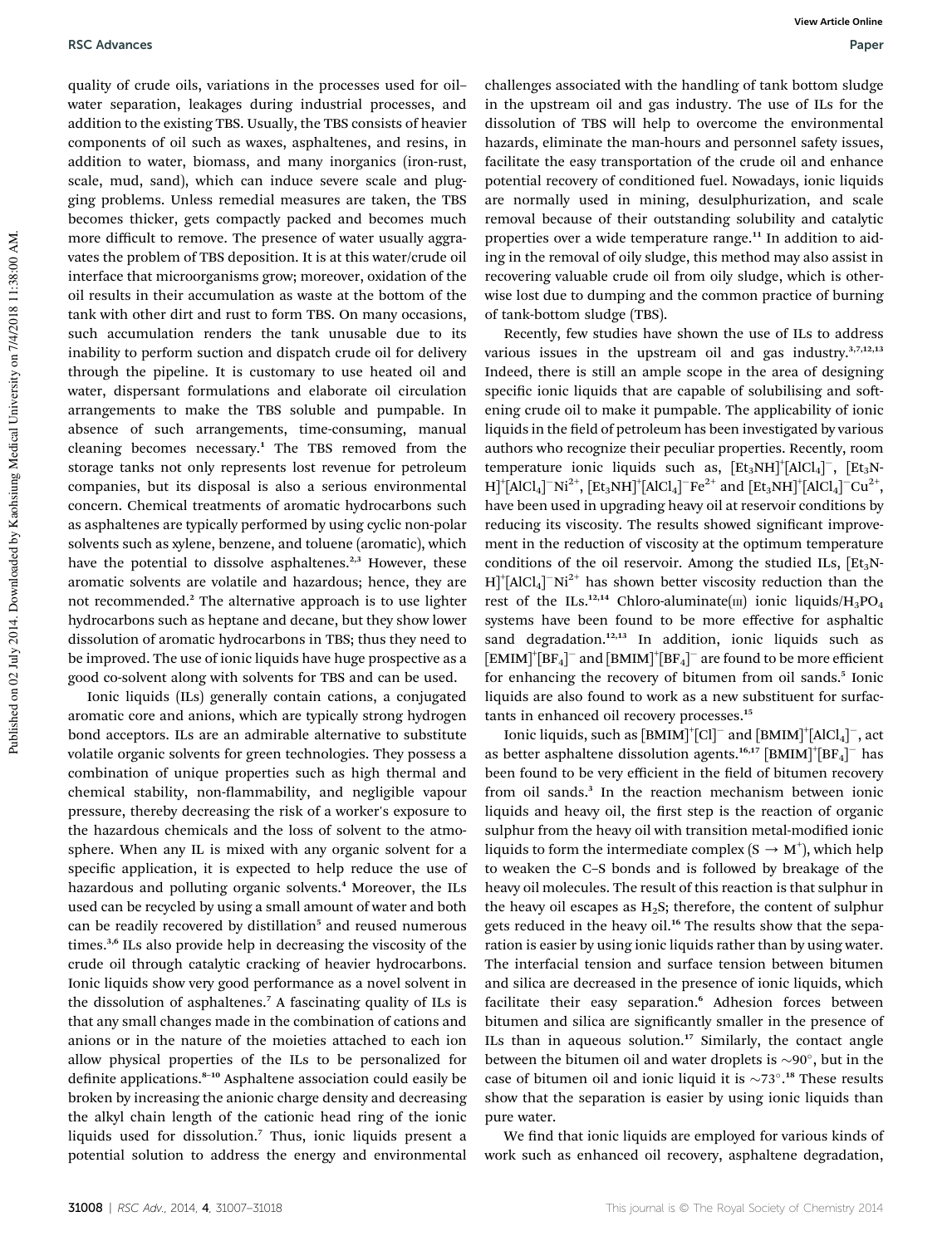quality of crude oils, variations in the processes used for oil–water separation, leakages during industrial processes, and addition to the existing TBS. Usually, the TBS consists of heavier components of oil such as waxes, asphaltenes, and resins, in addition to water, biomass, and many inorganics (iron-rust, scale, mud, sand), which can induce severe scale and plugging problems. Unless remedial measures are taken, the TBS becomes thicker, gets compactly packed and becomes much more difficult to remove. The presence of water usually aggravates the problem of TBS deposition. It is at this water/crude oil interface that microorganisms grow; moreover, oxidation of the oil results in their accumulation as waste at the bottom of the tank with other dirt and rust to form TBS. On many occasions, such accumulation renders the tank unusable due to its inability to perform suction and dispatch crude oil for delivery through the pipeline. It is customary to use heated oil and water, dispersant formulations and elaborate oil circulation arrangements to make the TBS soluble and pumpable. In absence of such arrangements, time-consuming, manual cleaning becomes necessary.[1] The TBS removed from the storage tanks not only represents lost revenue for petroleum companies, but its disposal is also a serious environmental concern. Chemical treatments of aromatic hydrocarbons such as asphaltenes are typically performed by using cyclic non-polar solvents such as xylene, benzene, and toluene (aromatic), which have the potential to dissolve asphaltenes.[2,3] However, these aromatic solvents are volatile and hazardous; hence, they are not recommended.[2] The alternative approach is to use lighter hydrocarbons such as heptane and decane, but they show lower dissolution of aromatic hydrocarbons in TBS; thus they need to be improved. The use of ionic liquids have huge prospective as a good co-solvent along with solvents for TBS and can be used.

Ionic liquids (ILs) generally contain cations, a conjugated aromatic core and anions, which are typically strong hydrogen bond acceptors. ILs are an admirable alternative to substitute volatile organic solvents for green technologies. They possess a combination of unique properties such as high thermal and chemical stability, non-flammability, and negligible vapour pressure, thereby decreasing the risk of a worker's exposure to the hazardous chemicals and the loss of solvent to the atmosphere. When any IL is mixed with any organic solvent for a specific application, it is expected to help reduce the use of hazardous and polluting organic solvents.[4] Moreover, the ILs used can be recycled by using a small amount of water and both can be readily recovered by distillation[5] and reused numerous times.[3,6] ILs also provide help in decreasing the viscosity of the crude oil through catalytic cracking of heavier hydrocarbons. Ionic liquids show very good performance as a novel solvent in the dissolution of asphaltenes.[7] A fascinating quality of ILs is that any small changes made in the combination of cations and anions or in the nature of the moieties attached to each ion allow physical properties of the ILs to be personalized for definite applications.[8–10] Asphaltene association could easily be broken by increasing the anionic charge density and decreasing the alkyl chain length of the cationic head ring of the ionic liquids used for dissolution.[7] Thus, ionic liquids present a potential solution to address the energy and environmental challenges associated with the handling of tank bottom sludge in the upstream oil and gas industry. The use of ILs for the dissolution of TBS will help to overcome the environmental hazards, eliminate the man-hours and personnel safety issues, facilitate the easy transportation of the crude oil and enhance potential recovery of conditioned fuel. Nowadays, ionic liquids are normally used in mining, desulphurization, and scale removal because of their outstanding solubility and catalytic properties over a wide temperature range.[11] In addition to aiding in the removal of oily sludge, this method may also assist in recovering valuable crude oil from oily sludge, which is otherwise lost due to dumping and the common practice of burning of tank-bottom sludge (TBS).

Recently, few studies have shown the use of ILs to address various issues in the upstream oil and gas industry.[3,7,12,13] Indeed, there is still an ample scope in the area of designing specific ionic liquids that are capable of solubilising and softening crude oil to make it pumpable. The applicability of ionic liquids in the field of petroleum has been investigated by various authors who recognize their peculiar properties. Recently, room temperature ionic liquids such as, $[Et_3NH]^+[AlCl_4]^-$, $[Et_3NH]^+[AlCl_4]^-Ni^{2+}$, $[Et_3NH]^+[AlCl_4]^-Fe^{2+}$ and $[Et_3NH]^+[AlCl_4]^-Cu^{2+}$, have been used in upgrading heavy oil at reservoir conditions by reducing its viscosity. The results showed significant improvement in the reduction of viscosity at the optimum temperature conditions of the oil reservoir. Among the studied ILs, $[Et_3NH]^+[AlCl_4]^-Ni^{2+}$ has shown better viscosity reduction than the rest of the ILs.[12,14] Chloro-aluminate(III) ionic liquids/$H_3PO_4$ systems have been found to be more effective for asphaltic sand degradation.[12,13] In addition, ionic liquids such as $[EMIM]^+[BF_4]^-$ and $[BMIM]^+[BF_4]^-$ are found to be more efficient for enhancing the recovery of bitumen from oil sands.[5] Ionic liquids are also found to work as a new substituent for surfactants in enhanced oil recovery processes.[15]

Ionic liquids, such as $[BMIM]^+[Cl]^-$ and $[BMIM]^+[AlCl_4]^-$, act as better asphaltene dissolution agents.[16,17] $[BMIM]^+[BF_4]^-$ has been found to be very efficient in the field of bitumen recovery from oil sands.[3] In the reaction mechanism between ionic liquids and heavy oil, the first step is the reaction of organic sulphur from the heavy oil with transition metal-modified ionic liquids to form the intermediate complex ($S \rightarrow M^+$), which help to weaken the C–S bonds and is followed by breakage of the heavy oil molecules. The result of this reaction is that sulphur in the heavy oil escapes as $H_2S$; therefore, the content of sulphur gets reduced in the heavy oil.[16] The results show that the separation is easier by using ionic liquids rather than by using water. The interfacial tension and surface tension between bitumen and silica are decreased in the presence of ionic liquids, which facilitate their easy separation.[6] Adhesion forces between bitumen and silica are significantly smaller in the presence of ILs than in aqueous solution.[17] Similarly, the contact angle between the bitumen oil and water droplets is $\sim 90°$, but in the case of bitumen oil and ionic liquid it is $\sim 73°$.[18] These results show that the separation is easier by using ionic liquids than pure water.

We find that ionic liquids are employed for various kinds of work such as enhanced oil recovery, asphaltene degradation,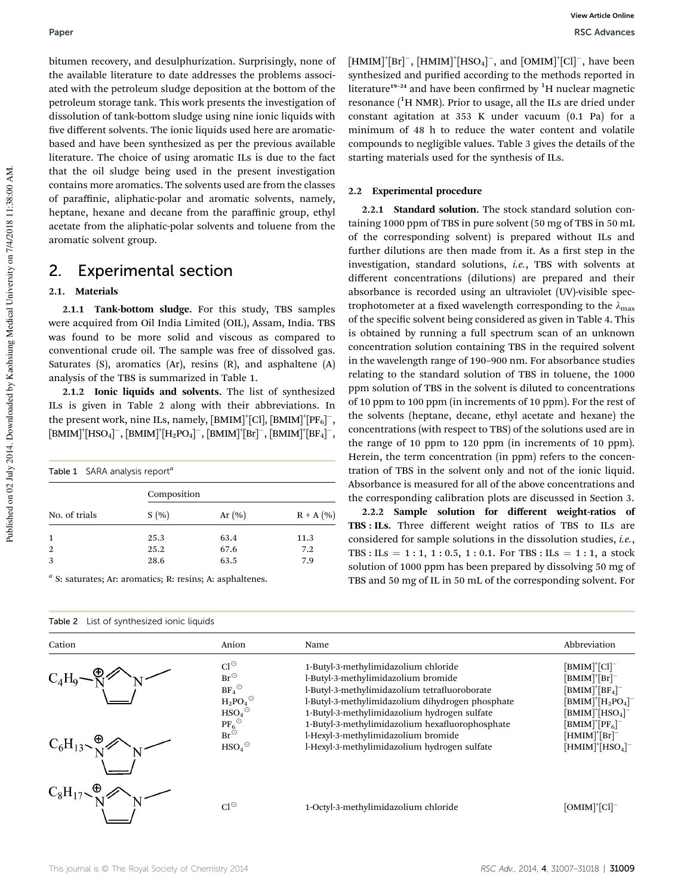bitumen recovery, and desulphurization. Surprisingly, none of the available literature to date addresses the problems associated with the petroleum sludge deposition at the bottom of the petroleum storage tank. This work presents the investigation of dissolution of tank-bottom sludge using nine ionic liquids with five different solvents. The ionic liquids used here are aromatic-based and have been synthesized as per the previous available literature. The choice of using aromatic ILs is due to the fact that the oil sludge being used in the present investigation contains more aromatics. The solvents used are from the classes of paraffinic, aliphatic-polar and aromatic solvents, namely, heptane, hexane and decane from the paraffinic group, ethyl acetate from the aliphatic-polar solvents and toluene from the aromatic solvent group.

## 2. Experimental section

### 2.1. Materials

**2.1.1 Tank-bottom sludge.** For this study, TBS samples were acquired from Oil India Limited (OIL), Assam, India. TBS was found to be more solid and viscous as compared to conventional crude oil. The sample was free of dissolved gas. Saturates (S), aromatics (Ar), resins (R), and asphaltene (A) analysis of the TBS is summarized in Table 1.

**2.1.2 Ionic liquids and solvents.** The list of synthesized ILs is given in Table 2 along with their abbreviations. In the present work, nine ILs, namely, $[BMIM]^+[Cl]$, $[BMIM]^+[PF_6]^-$, $[BMIM]^+[HSO_4]^-$, $[BMIM]^+[H_2PO_4]^-$, $[BMIM]^+[Br]^-$, $[BMIM]^+[BF_4]^-$, $[HMIM]^+[Br]^-$, $[HMIM]^+[HSO_4]^-$, and $[OMIM]^+[Cl]^-$, have been synthesized and purified according to the methods reported in literature[19–24] and have been confirmed by $^1H$ nuclear magnetic resonance ($^1H$ NMR). Prior to usage, all the ILs are dried under constant agitation at 353 K under vacuum (0.1 Pa) for a minimum of 48 h to reduce the water content and volatile compounds to negligible values. Table 3 gives the details of the starting materials used for the synthesis of ILs.

Table 1 SARA analysis report[a]

| No. of trials | Composition S (%) | Ar (%) | R + A (%) |
|---|---|---|---|
| 1 | 25.3 | 63.4 | 11.3 |
| 2 | 25.2 | 67.6 | 7.2 |
| 3 | 28.6 | 63.5 | 7.9 |

[a] S: saturates; Ar: aromatics; R: resins; A: asphaltenes.

### 2.2 Experimental procedure

**2.2.1 Standard solution.** The stock standard solution containing 1000 ppm of TBS in pure solvent (50 mg of TBS in 50 mL of the corresponding solvent) is prepared without ILs and further dilutions are then made from it. As a first step in the investigation, standard solutions, *i.e.*, TBS with solvents at different concentrations (dilutions) are prepared and their absorbance is recorded using an ultraviolet (UV)-visible spectrophotometer at a fixed wavelength corresponding to the $\lambda_{max}$ of the specific solvent being considered as given in Table 4. This is obtained by running a full spectrum scan of an unknown concentration solution containing TBS in the required solvent in the wavelength range of 190–900 nm. For absorbance studies relating to the standard solution of TBS in toluene, the 1000 ppm solution of TBS in the solvent is diluted to concentrations of 10 ppm to 100 ppm (in increments of 10 ppm). For the rest of the solvents (heptane, decane, ethyl acetate and hexane) the concentrations (with respect to TBS) of the solutions used are in the range of 10 ppm to 120 ppm (in increments of 10 ppm). Herein, the term concentration (in ppm) refers to the concentration of TBS in the solvent only and not of the ionic liquid. Absorbance is measured for all of the above concentrations and the corresponding calibration plots are discussed in Section 3.

**2.2.2 Sample solution for different weight-ratios of TBS : ILs.** Three different weight ratios of TBS to ILs are considered for sample solutions in the dissolution studies, *i.e.*, TBS : ILs = 1 : 1, 1 : 0.5, 1 : 0.1. For TBS : ILs = 1 : 1, a stock solution of 1000 ppm has been prepared by dissolving 50 mg of TBS and 50 mg of IL in 50 mL of the corresponding solvent. For

Table 2 List of synthesized ionic liquids

| Cation | Anion | Name | Abbreviation |
|---|---|---|---|
| $C_4H_9$-imidazolium-$CH_3$ | $Cl^-$ | 1-Butyl-3-methylimidazolium chloride | $[BMIM]^+[Cl]^-$ |
| | $Br^-$ | l-Butyl-3-methylimidazolium bromide | $[BMIM]^+[Br]^-$ |
| | $BF_4^-$ | l-Butyl-3-methylimidazolium tetrafluoroborate | $[BMIM]^+[BF_4]^-$ |
| | $H_2PO_4^-$ | l-Butyl-3-methylimidazolium dihydrogen phosphate | $[BMIM]^+[H_2PO_4]^-$ |
| | $HSO_4^-$ | 1-Butyl-3-methylimidazolium hydrogen sulfate | $[BMIM]^+[HSO_4]^-$ |
| | $PF_6^-$ | 1-Butyl-3-methylimidazolium hexafluorophosphate | $[BMIM]^+[PF_6]^-$ |
| $C_6H_{13}$-imidazolium-$CH_3$ | $Br^-$ | l-Hexyl-3-methylimidazolium bromide | $[HMIM]^+[Br]^-$ |
| | $HSO_4^-$ | l-Hexyl-3-methylimidazolium hydrogen sulfate | $[HMIM]^+[HSO_4]^-$ |
| $C_8H_{17}$-imidazolium-$CH_3$ | $Cl^-$ | 1-Octyl-3-methylimidazolium chloride | $[OMIM]^+[Cl]^-$ |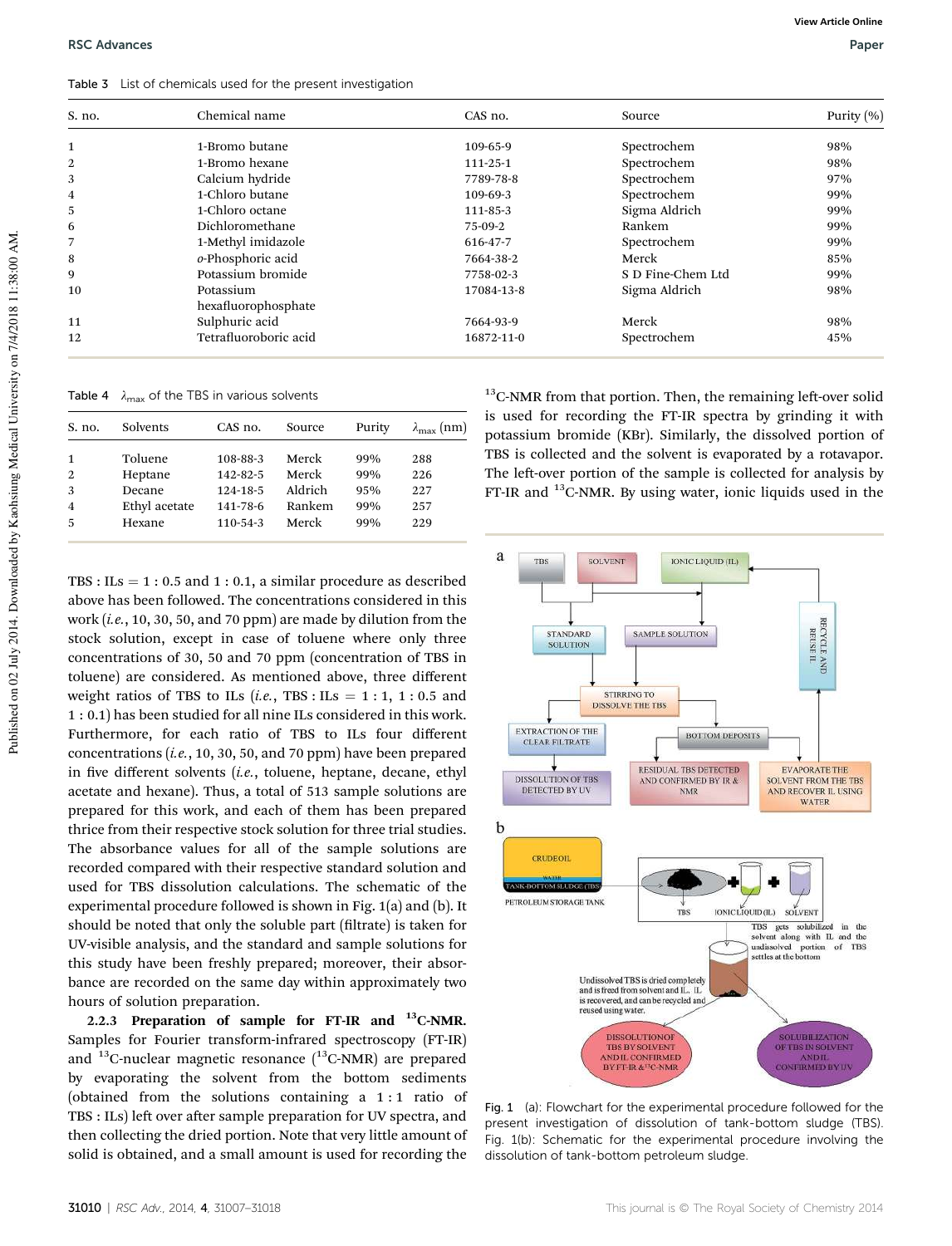Table 3 List of chemicals used for the present investigation

| S. no. | Chemical name | CAS no. | Source | Purity (%) |
|---|---|---|---|---|
| 1 | 1-Bromo butane | 109-65-9 | Spectrochem | 98% |
| 2 | 1-Bromo hexane | 111-25-1 | Spectrochem | 98% |
| 3 | Calcium hydride | 7789-78-8 | Spectrochem | 97% |
| 4 | 1-Chloro butane | 109-69-3 | Spectrochem | 99% |
| 5 | 1-Chloro octane | 111-85-3 | Sigma Aldrich | 99% |
| 6 | Dichloromethane | 75-09-2 | Rankem | 99% |
| 7 | 1-Methyl imidazole | 616-47-7 | Spectrochem | 99% |
| 8 | *o*-Phosphoric acid | 7664-38-2 | Merck | 85% |
| 9 | Potassium bromide | 7758-02-3 | S D Fine-Chem Ltd | 99% |
| 10 | Potassium hexafluorophosphate | 17084-13-8 | Sigma Aldrich | 98% |
| 11 | Sulphuric acid | 7664-93-9 | Merck | 98% |
| 12 | Tetrafluoroboric acid | 16872-11-0 | Spectrochem | 45% |

Table 4 $\lambda_{max}$ of the TBS in various solvents

| S. no. | Solvents | CAS no. | Source | Purity | $\lambda_{max}$ (nm) |
|---|---|---|---|---|---|
| 1 | Toluene | 108-88-3 | Merck | 99% | 288 |
| 2 | Heptane | 142-82-5 | Merck | 99% | 226 |
| 3 | Decane | 124-18-5 | Aldrich | 95% | 227 |
| 4 | Ethyl acetate | 141-78-6 | Rankem | 99% | 257 |
| 5 | Hexane | 110-54-3 | Merck | 99% | 229 |

TBS : ILs = 1 : 0.5 and 1 : 0.1, a similar procedure as described above has been followed. The concentrations considered in this work (*i.e.*, 10, 30, 50, and 70 ppm) are made by dilution from the stock solution, except in case of toluene where only three concentrations of 30, 50 and 70 ppm (concentration of TBS in toluene) are considered. As mentioned above, three different weight ratios of TBS to ILs (*i.e.*, TBS : ILs = 1 : 1, 1 : 0.5 and 1 : 0.1) has been studied for all nine ILs considered in this work. Furthermore, for each ratio of TBS to ILs four different concentrations (*i.e.*, 10, 30, 50, and 70 ppm) have been prepared in five different solvents (*i.e.*, toluene, heptane, decane, ethyl acetate and hexane). Thus, a total of 513 sample solutions are prepared for this work, and each of them has been prepared thrice from their respective stock solution for three trial studies. The absorbance values for all of the sample solutions are recorded compared with their respective standard solution and used for TBS dissolution calculations. The schematic of the experimental procedure followed is shown in Fig. 1(a) and (b). It should be noted that only the soluble part (filtrate) is taken for UV-visible analysis, and the standard and sample solutions for this study have been freshly prepared; moreover, their absorbance are recorded on the same day within approximately two hours of solution preparation.

**2.2.3 Preparation of sample for FT-IR and $^{13}$C-NMR.** Samples for Fourier transform-infrared spectroscopy (FT-IR) and $^{13}$C-nuclear magnetic resonance ($^{13}$C-NMR) are prepared by evaporating the solvent from the bottom sediments (obtained from the solutions containing a 1 : 1 ratio of TBS : ILs) left over after sample preparation for UV spectra, and then collecting the dried portion. Note that very little amount of solid is obtained, and a small amount is used for recording the $^{13}$C-NMR from that portion. Then, the remaining left-over solid is used for recording the FT-IR spectra by grinding it with potassium bromide (KBr). Similarly, the dissolved portion of TBS is collected and the solvent is evaporated by a rotavapor. The left-over portion of the sample is collected for analysis by FT-IR and $^{13}$C-NMR. By using water, ionic liquids used in the

Fig. 1 (a): Flowchart for the experimental procedure followed for the present investigation of dissolution of tank-bottom sludge (TBS). Fig. 1(b): Schematic for the experimental procedure involving the dissolution of tank-bottom petroleum sludge.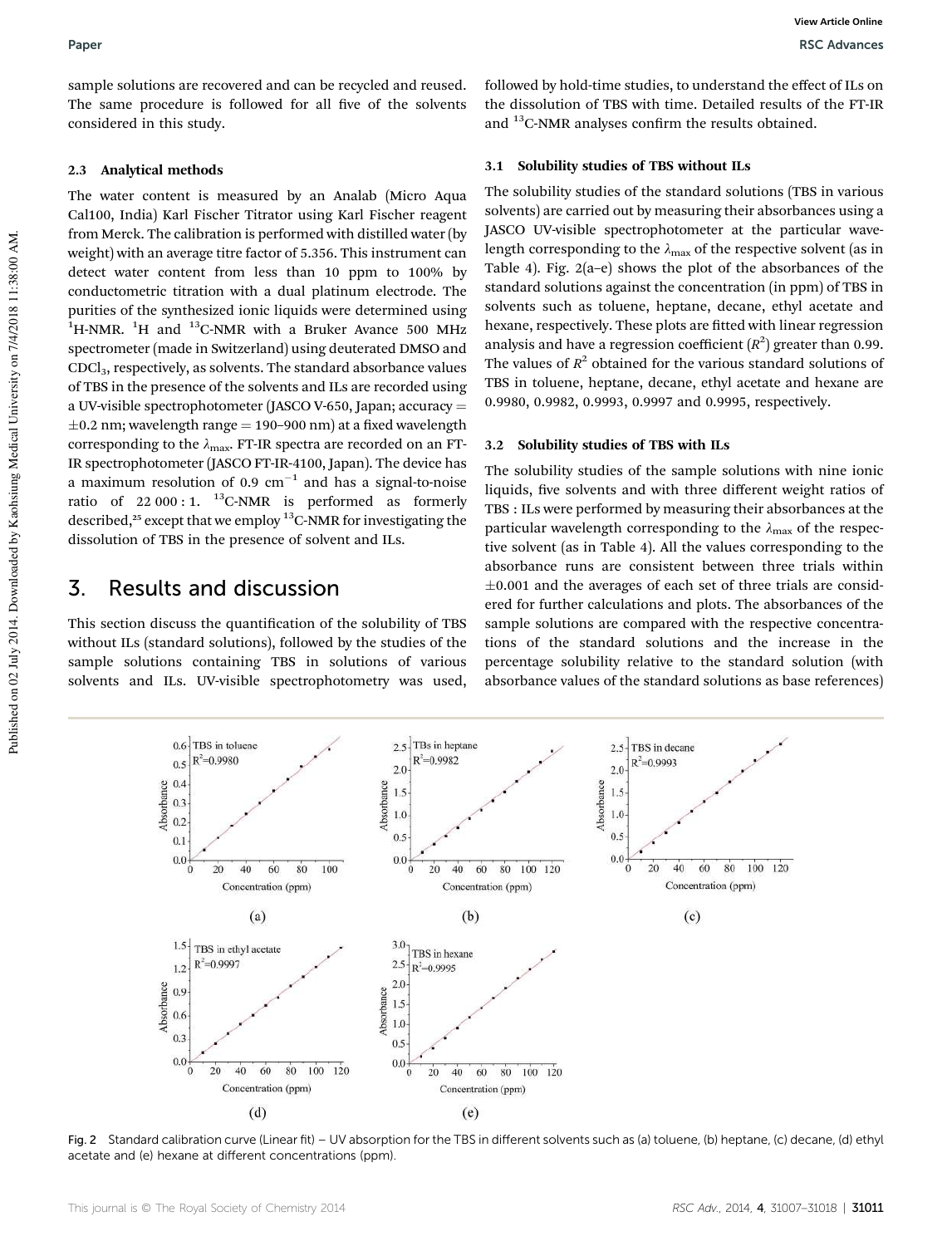sample solutions are recovered and can be recycled and reused. The same procedure is followed for all five of the solvents considered in this study.

### 2.3 Analytical methods

The water content is measured by an Analab (Micro Aqua Cal100, India) Karl Fischer Titrator using Karl Fischer reagent from Merck. The calibration is performed with distilled water (by weight) with an average titre factor of 5.356. This instrument can detect water content from less than 10 ppm to 100% by conductometric titration with a dual platinum electrode. The purities of the synthesized ionic liquids were determined using $^1$H-NMR. $^1$H and $^{13}$C-NMR with a Bruker Avance 500 MHz spectrometer (made in Switzerland) using deuterated DMSO and $CDCl_3$, respectively, as solvents. The standard absorbance values of TBS in the presence of the solvents and ILs are recorded using a UV-visible spectrophotometer (JASCO V-650, Japan; accuracy = ±0.2 nm; wavelength range = 190–900 nm) at a fixed wavelength corresponding to the $\lambda_{max}$. FT-IR spectra are recorded on an FT-IR spectrophotometer (JASCO FT-IR-4100, Japan). The device has a maximum resolution of 0.9 $cm^{-1}$ and has a signal-to-noise ratio of 22 000 : 1. $^{13}$C-NMR is performed as formerly described,[25] except that we employ $^{13}$C-NMR for investigating the dissolution of TBS in the presence of solvent and ILs.

## 3. Results and discussion

This section discuss the quantification of the solubility of TBS without ILs (standard solutions), followed by the studies of the sample solutions containing TBS in solutions of various solvents and ILs. UV-visible spectrophotometry was used, followed by hold-time studies, to understand the effect of ILs on the dissolution of TBS with time. Detailed results of the FT-IR and $^{13}$C-NMR analyses confirm the results obtained.

### 3.1 Solubility studies of TBS without ILs

The solubility studies of the standard solutions (TBS in various solvents) are carried out by measuring their absorbances using a JASCO UV-visible spectrophotometer at the particular wavelength corresponding to the $\lambda_{max}$ of the respective solvent (as in Table 4). Fig. 2(a–e) shows the plot of the absorbances of the standard solutions against the concentration (in ppm) of TBS in solvents such as toluene, heptane, decane, ethyl acetate and hexane, respectively. These plots are fitted with linear regression analysis and have a regression coefficient ($R^2$) greater than 0.99. The values of $R^2$ obtained for the various standard solutions of TBS in toluene, heptane, decane, ethyl acetate and hexane are 0.9980, 0.9982, 0.9993, 0.9997 and 0.9995, respectively.

### 3.2 Solubility studies of TBS with ILs

The solubility studies of the sample solutions with nine ionic liquids, five solvents and with three different weight ratios of TBS : ILs were performed by measuring their absorbances at the particular wavelength corresponding to the $\lambda_{max}$ of the respective solvent (as in Table 4). All the values corresponding to the absorbance runs are consistent between three trials within ±0.001 and the averages of each set of three trials are considered for further calculations and plots. The absorbances of the sample solutions are compared with the respective concentrations of the standard solutions and the increase in the percentage solubility relative to the standard solution (with absorbance values of the standard solutions as base references)

Fig. 2 Standard calibration curve (Linear fit) – UV absorption for the TBS in different solvents such as (a) toluene, (b) heptane, (c) decane, (d) ethyl acetate and (e) hexane at different concentrations (ppm).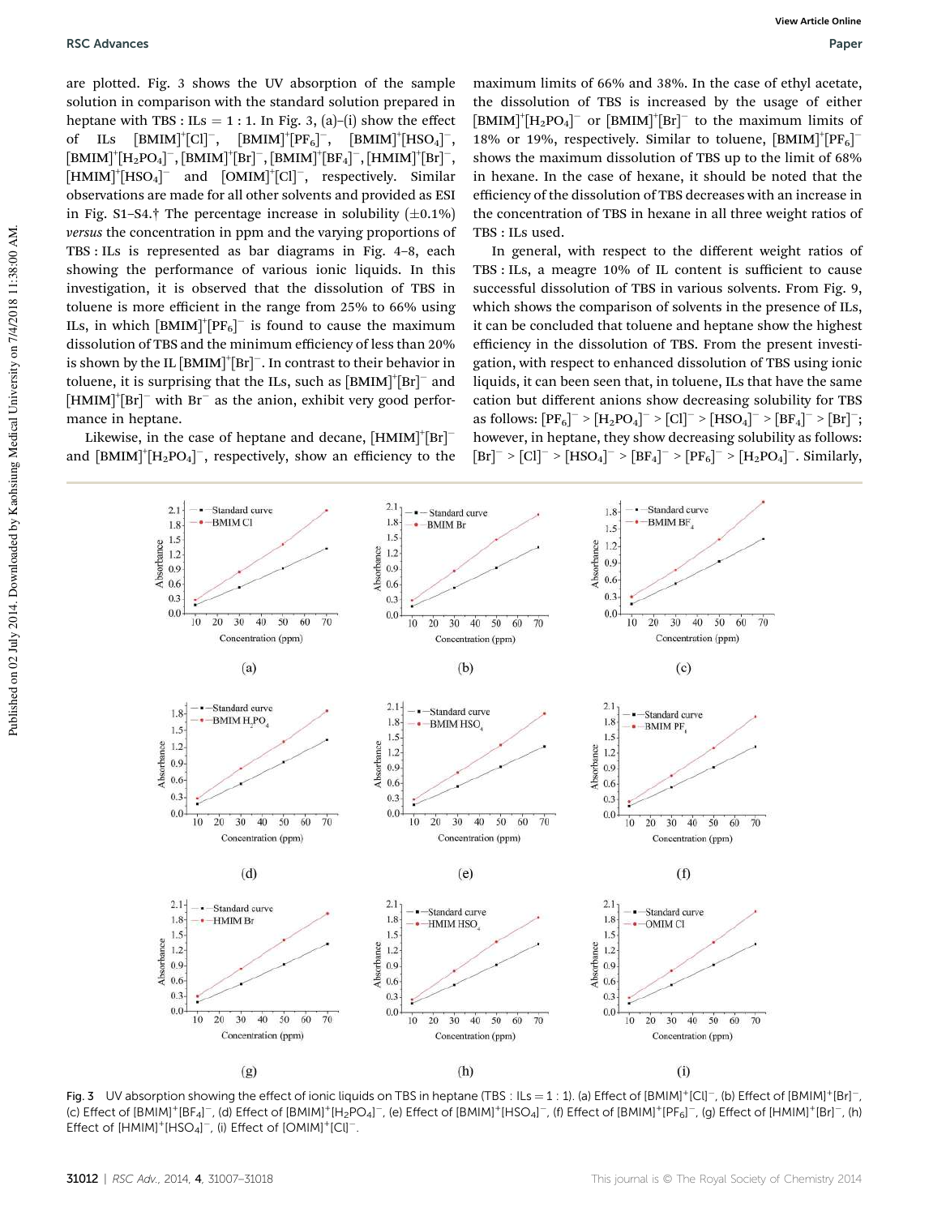are plotted. Fig. 3 shows the UV absorption of the sample solution in comparison with the standard solution prepared in heptane with TBS : ILs = 1 : 1. In Fig. 3, (a)–(i) show the effect of ILs $[BMIM]^+[Cl]^-$, $[BMIM]^+[PF_6]^-$, $[BMIM]^+[HSO_4]^-$, $[BMIM]^+[H_2PO_4]^-$, $[BMIM]^+[Br]^-$, $[BMIM]^+[BF_4]^-$, $[HMIM]^+[Br]^-$, $[HMIM]^+[HSO_4]^-$ and $[OMIM]^+[Cl]^-$, respectively. Similar observations are made for all other solvents and provided as ESI in Fig. S1–S4.† The percentage increase in solubility (±0.1%) *versus* the concentration in ppm and the varying proportions of TBS : ILs is represented as bar diagrams in Fig. 4–8, each showing the performance of various ionic liquids. In this investigation, it is observed that the dissolution of TBS in toluene is more efficient in the range from 25% to 66% using ILs, in which $[BMIM]^+[PF_6]^-$ is found to cause the maximum dissolution of TBS and the minimum efficiency of less than 20% is shown by the IL $[BMIM]^+[Br]^-$. In contrast to their behavior in toluene, it is surprising that the ILs, such as $[BMIM]^+[Br]^-$ and $[HMIM]^+[Br]^-$ with $Br^-$ as the anion, exhibit very good performance in heptane.

Likewise, in the case of heptane and decane, $[HMIM]^+[Br]^-$ and $[BMIM]^+[H_2PO_4]^-$, respectively, show an efficiency to the maximum limits of 66% and 38%. In the case of ethyl acetate, the dissolution of TBS is increased by the usage of either $[BMIM]^+[H_2PO_4]^-$ or $[BMIM]^+[Br]^-$ to the maximum limits of 18% or 19%, respectively. Similar to toluene, $[BMIM]^+[PF_6]^-$ shows the maximum dissolution of TBS up to the limit of 68% in hexane. In the case of hexane, it should be noted that the efficiency of the dissolution of TBS decreases with an increase in the concentration of TBS in hexane in all three weight ratios of TBS : ILs used.

In general, with respect to the different weight ratios of TBS : ILs, a meagre 10% of IL content is sufficient to cause successful dissolution of TBS in various solvents. From Fig. 9, which shows the comparison of solvents in the presence of ILs, it can be concluded that toluene and heptane show the highest efficiency in the dissolution of TBS. From the present investigation, with respect to enhanced dissolution of TBS using ionic liquids, it can been seen that, in toluene, ILs that have the same cation but different anions show decreasing solubility for TBS as follows: $[PF_6]^- > [H_2PO_4]^- > [Cl]^- > [HSO_4]^- > [BF_4]^- > [Br]^-$; however, in heptane, they show decreasing solubility as follows: $[Br]^- > [Cl]^- > [HSO_4]^- > [BF_4]^- > [PF_6]^- > [H_2PO_4]^-$. Similarly,

Fig. 3 UV absorption showing the effect of ionic liquids on TBS in heptane (TBS : ILs = 1 : 1). (a) Effect of $[BMIM]^+[Cl]^-$, (b) Effect of $[BMIM]^+[Br]^-$, (c) Effect of $[BMIM]^+[BF_4]^-$, (d) Effect of $[BMIM]^+[H_2PO_4]^-$, (e) Effect of $[BMIM]^+[HSO_4]^-$, (f) Effect of $[BMIM]^+[PF_6]^-$, (g) Effect of $[HMIM]^+[Br]^-$, (h) Effect of $[HMIM]^+[HSO_4]^-$, (i) Effect of $[OMIM]^+[Cl]^-$.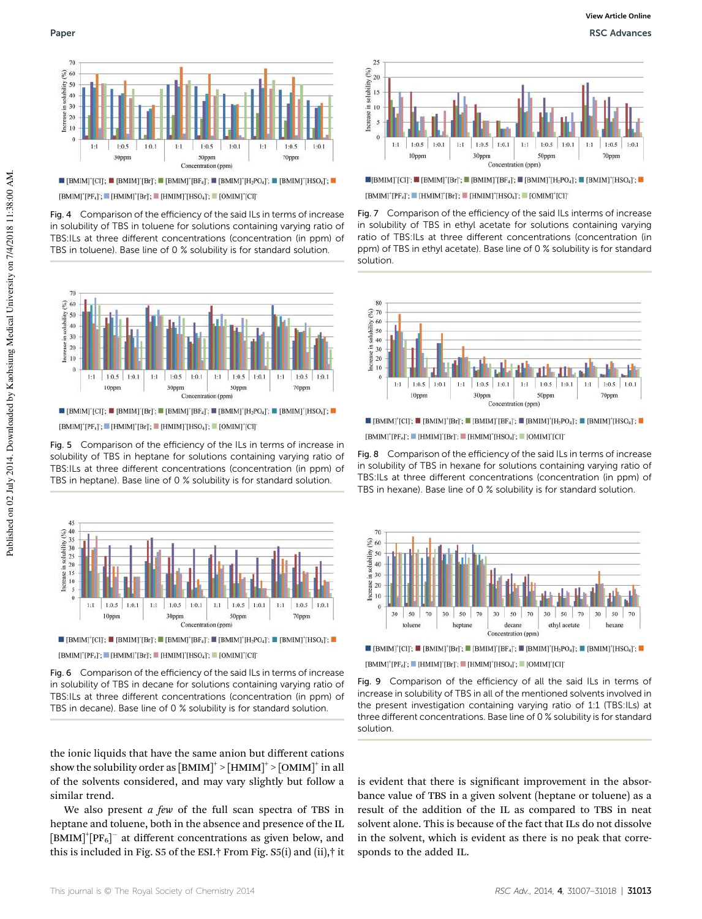Fig. 4 Comparison of the efficiency of the said ILs in terms of increase in solubility of TBS in toluene for solutions containing varying ratio of TBS:ILs at three different concentrations (concentration (in ppm) of TBS in toluene). Base line of 0 % solubility is for standard solution.

Fig. 5 Comparison of the efficiency of the ILs in terms of increase in solubility of TBS in heptane for solutions containing varying ratio of TBS:ILs at three different concentrations (concentration (in ppm) of TBS in heptane). Base line of 0 % solubility is for standard solution.

Fig. 6 Comparison of the efficiency of the said ILs in terms of increase in solubility of TBS in decane for solutions containing varying ratio of TBS:ILs at three different concentrations (concentration (in ppm) of TBS in decane). Base line of 0 % solubility is for standard solution.

Fig. 7 Comparison of the efficiency of the said ILs interms of increase in solubility of TBS in ethyl acetate for solutions containing varying ratio of TBS:ILs at three different concentrations (concentration (in ppm) of TBS in ethyl acetate). Base line of 0 % solubility is for standard solution.

Fig. 8 Comparison of the efficiency of the said ILs in terms of increase in solubility of TBS in hexane for solutions containing varying ratio of TBS:ILs at three different concentrations (concentration (in ppm) of TBS in hexane). Base line of 0 % solubility is for standard solution.

Fig. 9 Comparison of the efficiency of all the said ILs in terms of increase in solubility of TBS in all of the mentioned solvents involved in the present investigation containing varying ratio of 1:1 (TBS:ILs) at three different concentrations. Base line of 0 % solubility is for standard solution.

the ionic liquids that have the same anion but different cations show the solubility order as $[BMIM]^+ > [HMIM]^+ > [OMIM]^+$ in all of the solvents considered, and may vary slightly but follow a similar trend.

We also present *a few* of the full scan spectra of TBS in heptane and toluene, both in the absence and presence of the IL $[BMIM]^+[PF_6]^-$ at different concentrations as given below, and this is included in Fig. S5 of the ESI.† From Fig. S5(i) and (ii),† it is evident that there is significant improvement in the absorbance value of TBS in a given solvent (heptane or toluene) as a result of the addition of the IL as compared to TBS in neat solvent alone. This is because of the fact that ILs do not dissolve in the solvent, which is evident as there is no peak that corresponds to the added IL.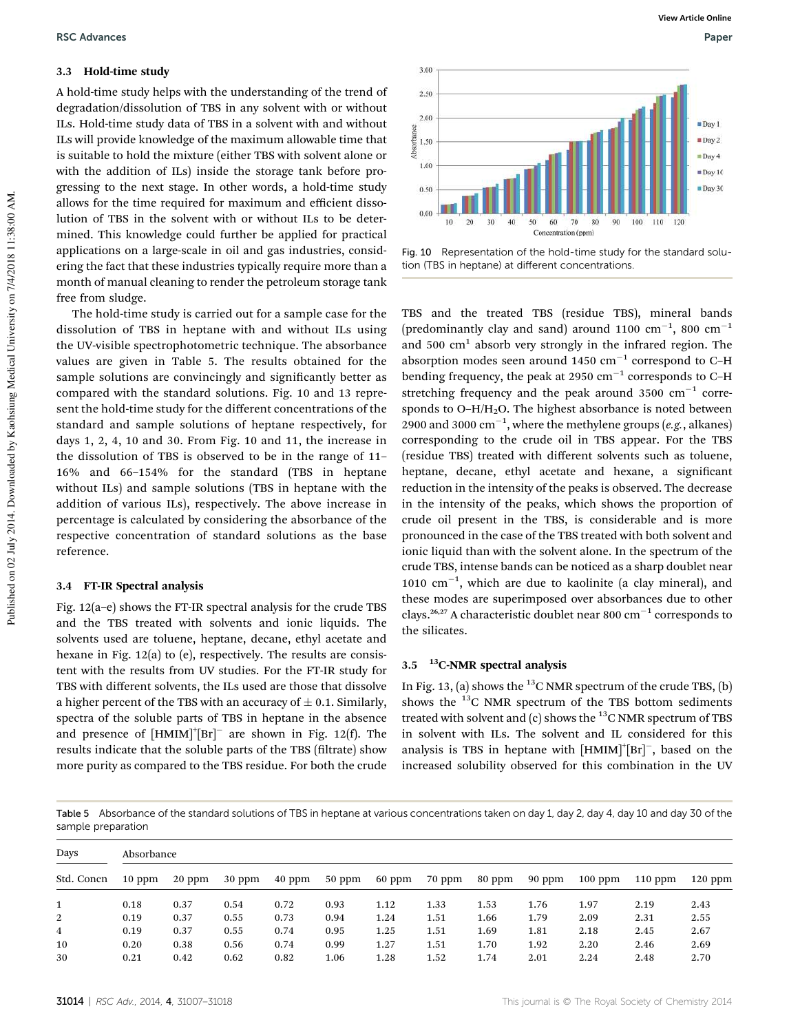### 3.3 Hold-time study

A hold-time study helps with the understanding of the trend of degradation/dissolution of TBS in any solvent with or without ILs. Hold-time study data of TBS in a solvent with and without ILs will provide knowledge of the maximum allowable time that is suitable to hold the mixture (either TBS with solvent alone or with the addition of ILs) inside the storage tank before progressing to the next stage. In other words, a hold-time study allows for the time required for maximum and efficient dissolution of TBS in the solvent with or without ILs to be determined. This knowledge could further be applied for practical applications on a large-scale in oil and gas industries, considering the fact that these industries typically require more than a month of manual cleaning to render the petroleum storage tank free from sludge.

The hold-time study is carried out for a sample case for the dissolution of TBS in heptane with and without ILs using the UV-visible spectrophotometric technique. The absorbance values are given in Table 5. The results obtained for the sample solutions are convincingly and significantly better as compared with the standard solutions. Fig. 10 and 13 represent the hold-time study for the different concentrations of the standard and sample solutions of heptane respectively, for days 1, 2, 4, 10 and 30. From Fig. 10 and 11, the increase in the dissolution of TBS is observed to be in the range of 11–16% and 66–154% for the standard (TBS in heptane without ILs) and sample solutions (TBS in heptane with the addition of various ILs), respectively. The above increase in percentage is calculated by considering the absorbance of the respective concentration of standard solutions as the base reference.

Fig. 10 Representation of the hold-time study for the standard solution (TBS in heptane) at different concentrations.

### 3.4 FT-IR Spectral analysis

Fig. 12(a–e) shows the FT-IR spectral analysis for the crude TBS and the TBS treated with solvents and ionic liquids. The solvents used are toluene, heptane, decane, ethyl acetate and hexane in Fig. 12(a) to (e), respectively. The results are consistent with the results from UV studies. For the FT-IR study for TBS with different solvents, the ILs used are those that dissolve a higher percent of the TBS with an accuracy of $\pm$ 0.1. Similarly, spectra of the soluble parts of TBS in heptane in the absence and presence of $[HMIM]^+[Br]^-$ are shown in Fig. 12(f). The results indicate that the soluble parts of the TBS (filtrate) show more purity as compared to the TBS residue. For both the crude TBS and the treated TBS (residue TBS), mineral bands (predominantly clay and sand) around 1100 $cm^{-1}$, 800 $cm^{-1}$ and 500 $cm^1$ absorb very strongly in the infrared region. The absorption modes seen around 1450 $cm^{-1}$ correspond to C–H bending frequency, the peak at 2950 $cm^{-1}$ corresponds to C–H stretching frequency and the peak around 3500 $cm^{-1}$ corresponds to O–H/$H_2O$. The highest absorbance is noted between 2900 and 3000 $cm^{-1}$, where the methylene groups (*e.g.*, alkanes) corresponding to the crude oil in TBS appear. For the TBS (residue TBS) treated with different solvents such as toluene, heptane, decane, ethyl acetate and hexane, a significant reduction in the intensity of the peaks is observed. The decrease in the intensity of the peaks, which shows the proportion of crude oil present in the TBS, is considerable and is more pronounced in the case of the TBS treated with both solvent and ionic liquid than with the solvent alone. In the spectrum of the crude TBS, intense bands can be noticed as a sharp doublet near 1010 $cm^{-1}$, which are due to kaolinite (a clay mineral), and these modes are superimposed over absorbances due to other clays.[26,27] A characteristic doublet near 800 $cm^{-1}$ corresponds to the silicates.

### 3.5 $^{13}$C-NMR spectral analysis

In Fig. 13, (a) shows the $^{13}$C NMR spectrum of the crude TBS, (b) shows the $^{13}$C NMR spectrum of the TBS bottom sediments treated with solvent and (c) shows the $^{13}$C NMR spectrum of TBS in solvent with ILs. The solvent and IL considered for this analysis is TBS in heptane with $[HMIM]^+[Br]^-$, based on the increased solubility observed for this combination in the UV

Table 5 Absorbance of the standard solutions of TBS in heptane at various concentrations taken on day 1, day 2, day 4, day 10 and day 30 of the sample preparation

| Days | Absorbance | | | | | | | | | | | |
|---|---|---|---|---|---|---|---|---|---|---|---|---|
| Std. Concn | 10 ppm | 20 ppm | 30 ppm | 40 ppm | 50 ppm | 60 ppm | 70 ppm | 80 ppm | 90 ppm | 100 ppm | 110 ppm | 120 ppm |
| 1 | 0.18 | 0.37 | 0.54 | 0.72 | 0.93 | 1.12 | 1.33 | 1.53 | 1.76 | 1.97 | 2.19 | 2.43 |
| 2 | 0.19 | 0.37 | 0.55 | 0.73 | 0.94 | 1.24 | 1.51 | 1.66 | 1.79 | 2.09 | 2.31 | 2.55 |
| 4 | 0.19 | 0.37 | 0.55 | 0.74 | 0.95 | 1.25 | 1.51 | 1.69 | 1.81 | 2.18 | 2.45 | 2.67 |
| 10 | 0.20 | 0.38 | 0.56 | 0.74 | 0.99 | 1.27 | 1.51 | 1.70 | 1.92 | 2.20 | 2.46 | 2.69 |
| 30 | 0.21 | 0.42 | 0.62 | 0.82 | 1.06 | 1.28 | 1.52 | 1.74 | 2.01 | 2.24 | 2.48 | 2.70 |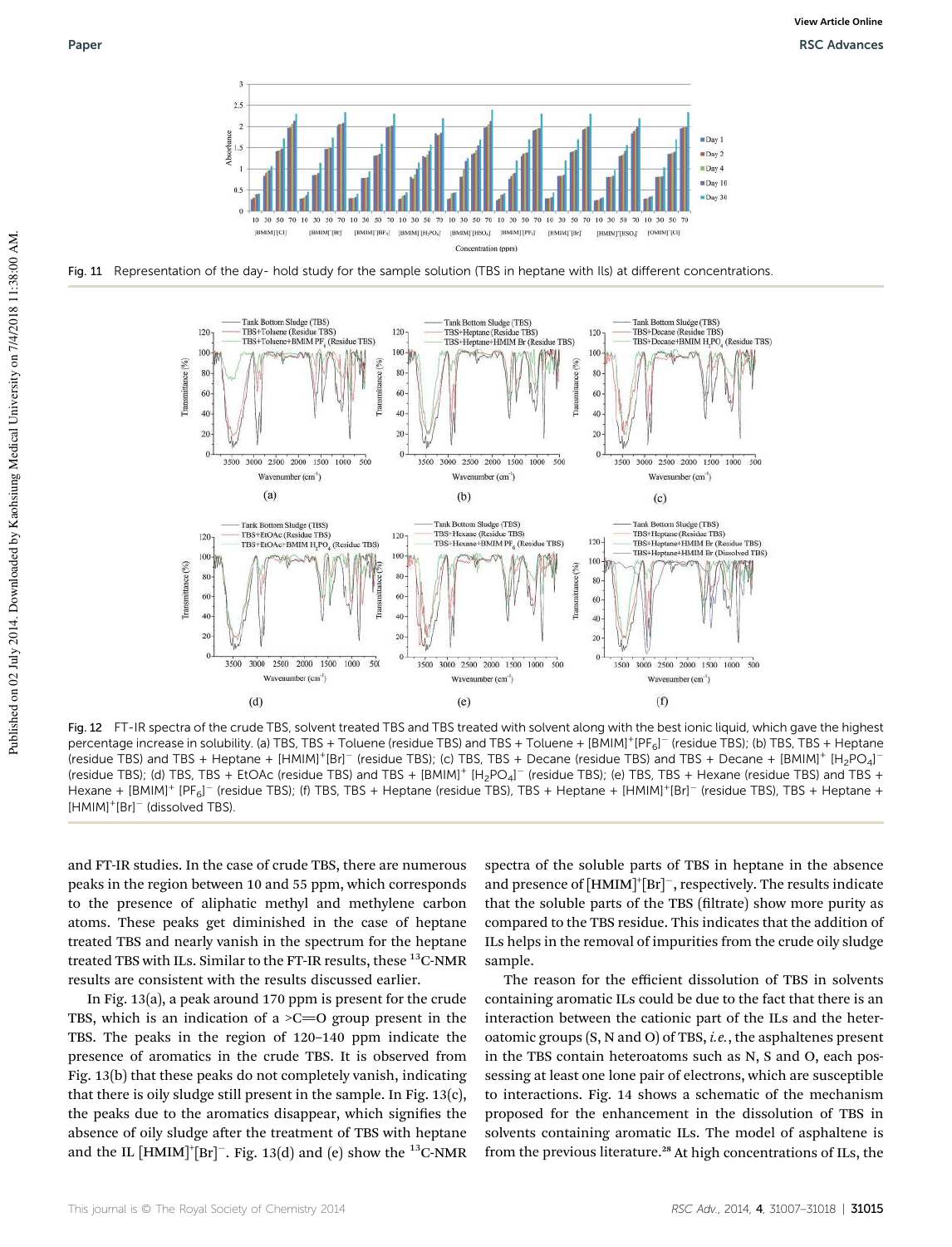Fig. 11 Representation of the day- hold study for the sample solution (TBS in heptane with Ils) at different concentrations.

Fig. 12 FT-IR spectra of the crude TBS, solvent treated TBS and TBS treated with solvent along with the best ionic liquid, which gave the highest percentage increase in solubility. (a) TBS, TBS + Toluene (residue TBS) and TBS + Toluene + $[BMIM]^+[PF_6]^-$ (residue TBS); (b) TBS, TBS + Heptane (residue TBS) and TBS + Heptane + $[HMIM]^+[Br]^-$ (residue TBS); (c) TBS, TBS + Decane (residue TBS) and TBS + Decane + $[BMIM]^+$ $[H_2PO_4]^-$ (residue TBS); (d) TBS, TBS + EtOAc (residue TBS) and TBS + $[BMIM]^+$ $[H_2PO_4]^-$ (residue TBS); (e) TBS, TBS + Hexane (residue TBS) and TBS + Hexane + $[BMIM]^+$ $[PF_6]^-$ (residue TBS); (f) TBS, TBS + Heptane (residue TBS), TBS + Heptane + $[HMIM]^+[Br]^-$ (residue TBS), TBS + Heptane + $[HMIM]^+[Br]^-$ (dissolved TBS).

and FT-IR studies. In the case of crude TBS, there are numerous peaks in the region between 10 and 55 ppm, which corresponds to the presence of aliphatic methyl and methylene carbon atoms. These peaks get diminished in the case of heptane treated TBS and nearly vanish in the spectrum for the heptane treated TBS with ILs. Similar to the FT-IR results, these $^{13}C$-NMR results are consistent with the results discussed earlier.

In Fig. 13(a), a peak around 170 ppm is present for the crude TBS, which is an indication of a >C=O group present in the TBS. The peaks in the region of 120–140 ppm indicate the presence of aromatics in the crude TBS. It is observed from Fig. 13(b) that these peaks do not completely vanish, indicating that there is oily sludge still present in the sample. In Fig. 13(c), the peaks due to the aromatics disappear, which signifies the absence of oily sludge after the treatment of TBS with heptane and the IL $[HMIM]^+[Br]^-$. Fig. 13(d) and (e) show the $^{13}C$-NMR spectra of the soluble parts of TBS in heptane in the absence and presence of $[HMIM]^+[Br]^-$, respectively. The results indicate that the soluble parts of the TBS (filtrate) show more purity as compared to the TBS residue. This indicates that the addition of ILs helps in the removal of impurities from the crude oily sludge sample.

The reason for the efficient dissolution of TBS in solvents containing aromatic ILs could be due to the fact that there is an interaction between the cationic part of the ILs and the heteroatomic groups (S, N and O) of TBS, *i.e.*, the asphaltenes present in the TBS contain heteroatoms such as N, S and O, each possessing at least one lone pair of electrons, which are susceptible to interactions. Fig. 14 shows a schematic of the mechanism proposed for the enhancement in the dissolution of TBS in solvents containing aromatic ILs. The model of asphaltene is from the previous literature.[28] At high concentrations of ILs, the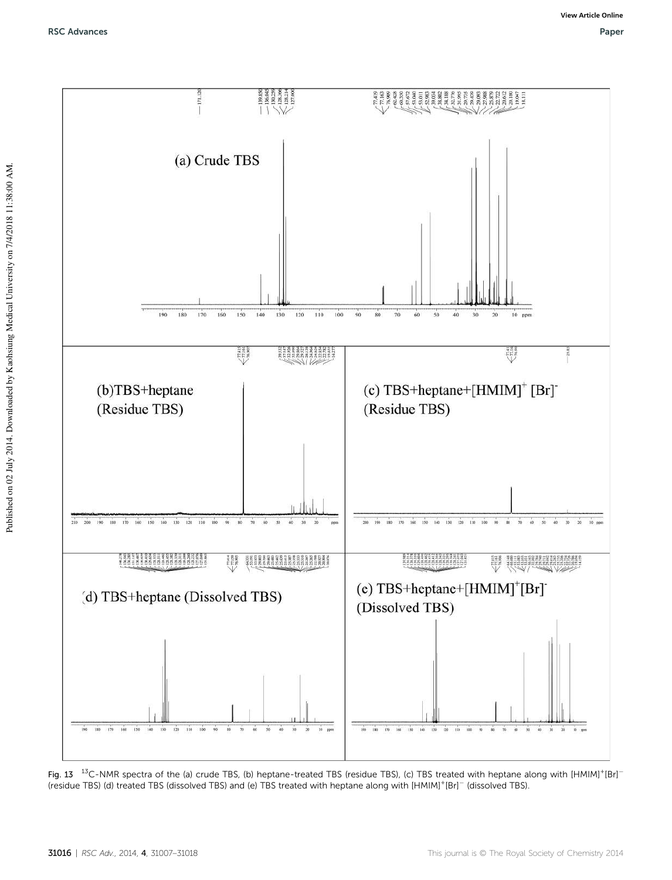Fig. 13 $^{13}$C-NMR spectra of the (a) crude TBS, (b) heptane-treated TBS (residue TBS), (c) TBS treated with heptane along with $[HMIM]^+[Br]^-$ (residue TBS) (d) treated TBS (dissolved TBS) and (e) TBS treated with heptane along with $[HMIM]^+[Br]^-$ (dissolved TBS).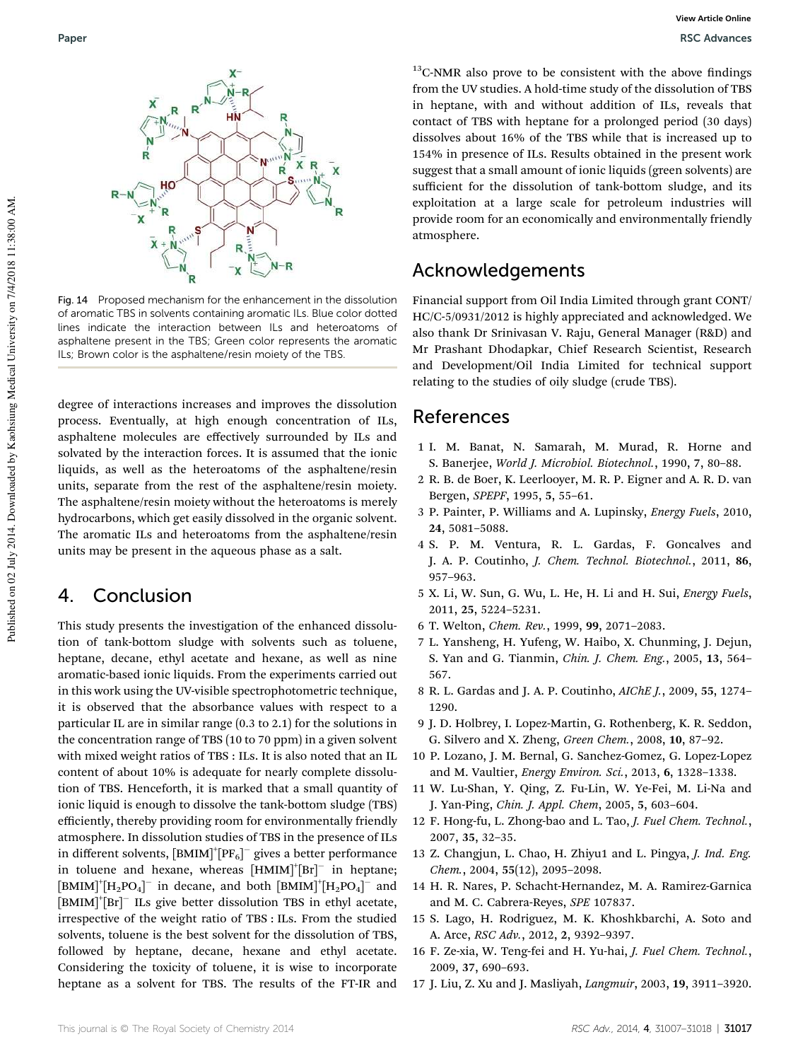Fig. 14 Proposed mechanism for the enhancement in the dissolution of aromatic TBS in solvents containing aromatic ILs. Blue color dotted lines indicate the interaction between ILs and heteroatoms of asphaltene present in the TBS; Green color represents the aromatic ILs; Brown color is the asphaltene/resin moiety of the TBS.

degree of interactions increases and improves the dissolution process. Eventually, at high enough concentration of ILs, asphaltene molecules are effectively surrounded by ILs and solvated by the interaction forces. It is assumed that the ionic liquids, as well as the heteroatoms of the asphaltene/resin units, separate from the rest of the asphaltene/resin moiety. The asphaltene/resin moiety without the heteroatoms is merely hydrocarbons, which get easily dissolved in the organic solvent. The aromatic ILs and heteroatoms from the asphaltene/resin units may be present in the aqueous phase as a salt.

## 4. Conclusion

This study presents the investigation of the enhanced dissolution of tank-bottom sludge with solvents such as toluene, heptane, decane, ethyl acetate and hexane, as well as nine aromatic-based ionic liquids. From the experiments carried out in this work using the UV-visible spectrophotometric technique, it is observed that the absorbance values with respect to a particular IL are in similar range (0.3 to 2.1) for the solutions in the concentration range of TBS (10 to 70 ppm) in a given solvent with mixed weight ratios of TBS : ILs. It is also noted that an IL content of about 10% is adequate for nearly complete dissolution of TBS. Henceforth, it is marked that a small quantity of ionic liquid is enough to dissolve the tank-bottom sludge (TBS) efficiently, thereby providing room for environmentally friendly atmosphere. In dissolution studies of TBS in the presence of ILs in different solvents, $[BMIM]^+[PF_6]^-$ gives a better performance in toluene and hexane, whereas $[HMIM]^+[Br]^-$ in heptane; $[BMIM]^+[H_2PO_4]^-$ in decane, and both $[BMIM]^+[H_2PO_4]^-$ and $[BMIM]^+[Br]^-$ ILs give better dissolution TBS in ethyl acetate, irrespective of the weight ratio of TBS : ILs. From the studied solvents, toluene is the best solvent for the dissolution of TBS, followed by heptane, decane, hexane and ethyl acetate. Considering the toxicity of toluene, it is wise to incorporate heptane as a solvent for TBS. The results of the FT-IR and $^{13}$C-NMR also prove to be consistent with the above findings from the UV studies. A hold-time study of the dissolution of TBS in heptane, with and without addition of ILs, reveals that contact of TBS with heptane for a prolonged period (30 days) dissolves about 16% of the TBS while that is increased up to 154% in presence of ILs. Results obtained in the present work suggest that a small amount of ionic liquids (green solvents) are sufficient for the dissolution of tank-bottom sludge, and its exploitation at a large scale for petroleum industries will provide room for an economically and environmentally friendly atmosphere.

## Acknowledgements

Financial support from Oil India Limited through grant CONT/HC/C-5/0931/2012 is highly appreciated and acknowledged. We also thank Dr Srinivasan V. Raju, General Manager (R&D) and Mr Prashant Dhodapkar, Chief Research Scientist, Research and Development/Oil India Limited for technical support relating to the studies of oily sludge (crude TBS).

## References

1 I. M. Banat, N. Samarah, M. Murad, R. Horne and S. Banerjee, *World J. Microbiol. Biotechnol.*, 1990, **7**, 80–88.
2 R. B. de Boer, K. Leerlooyer, M. R. P. Eigner and A. R. D. van Bergen, *SPEPF*, 1995, **5**, 55–61.
3 P. Painter, P. Williams and A. Lupinsky, *Energy Fuels*, 2010, **24**, 5081–5088.
4 S. P. M. Ventura, R. L. Gardas, F. Goncalves and J. A. P. Coutinho, *J. Chem. Technol. Biotechnol.*, 2011, **86**, 957–963.
5 X. Li, W. Sun, G. Wu, L. He, H. Li and H. Sui, *Energy Fuels*, 2011, **25**, 5224–5231.
6 T. Welton, *Chem. Rev.*, 1999, **99**, 2071–2083.
7 L. Yansheng, H. Yufeng, W. Haibo, X. Chunming, J. Dejun, S. Yan and G. Tianmin, *Chin. J. Chem. Eng.*, 2005, **13**, 564–567.
8 R. L. Gardas and J. A. P. Coutinho, *AIChE J.*, 2009, **55**, 1274–1290.
9 J. D. Holbrey, I. Lopez-Martin, G. Rothenberg, K. R. Seddon, G. Silvero and X. Zheng, *Green Chem.*, 2008, **10**, 87–92.
10 P. Lozano, J. M. Bernal, G. Sanchez-Gomez, G. Lopez-Lopez and M. Vaultier, *Energy Environ. Sci.*, 2013, **6**, 1328–1338.
11 W. Lu-Shan, Y. Qing, Z. Fu-Lin, W. Ye-Fei, M. Li-Na and J. Yan-Ping, *Chin. J. Appl. Chem*, 2005, **5**, 603–604.
12 F. Hong-fu, L. Zhong-bao and L. Tao, *J. Fuel Chem. Technol.*, 2007, **35**, 32–35.
13 Z. Changjun, L. Chao, H. Zhiyu1 and L. Pingya, *J. Ind. Eng. Chem.*, 2004, **55**(12), 2095–2098.
14 H. R. Nares, P. Schacht-Hernandez, M. A. Ramirez-Garnica and M. C. Cabrera-Reyes, *SPE* 107837.
15 S. Lago, H. Rodriguez, M. K. Khoshkbarchi, A. Soto and A. Arce, *RSC Adv.*, 2012, **2**, 9392–9397.
16 F. Ze-xia, W. Teng-fei and H. Yu-hai, *J. Fuel Chem. Technol.*, 2009, **37**, 690–693.
17 J. Liu, Z. Xu and J. Masliyah, *Langmuir*, 2003, **19**, 3911–3920.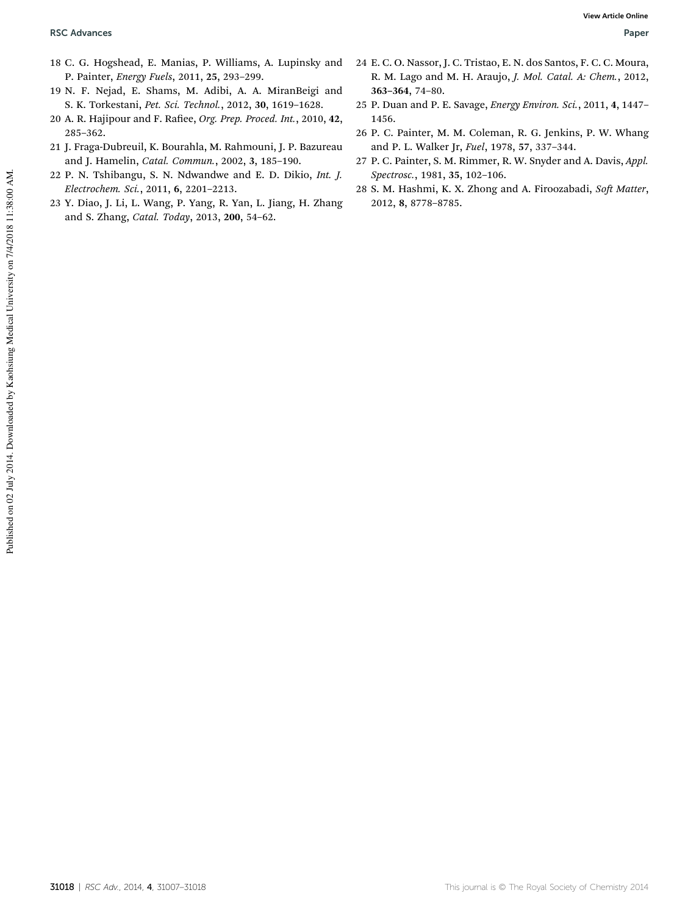18 C. G. Hogshead, E. Manias, P. Williams, A. Lupinsky and P. Painter, *Energy Fuels*, 2011, **25**, 293–299.

19 N. F. Nejad, E. Shams, M. Adibi, A. A. MiranBeigi and S. K. Torkestani, *Pet. Sci. Technol.*, 2012, **30**, 1619–1628.

20 A. R. Hajipour and F. Rafiee, *Org. Prep. Proced. Int.*, 2010, **42**, 285–362.

21 J. Fraga-Dubreuil, K. Bourahla, M. Rahmouni, J. P. Bazureau and J. Hamelin, *Catal. Commun.*, 2002, **3**, 185–190.

22 P. N. Tshibangu, S. N. Ndwandwe and E. D. Dikio, *Int. J. Electrochem. Sci.*, 2011, **6**, 2201–2213.

23 Y. Diao, J. Li, L. Wang, P. Yang, R. Yan, L. Jiang, H. Zhang and S. Zhang, *Catal. Today*, 2013, **200**, 54–62.

24 E. C. O. Nassor, J. C. Tristao, E. N. dos Santos, F. C. C. Moura, R. M. Lago and M. H. Araujo, *J. Mol. Catal. A: Chem.*, 2012, **363–364**, 74–80.

25 P. Duan and P. E. Savage, *Energy Environ. Sci.*, 2011, **4**, 1447–1456.

26 P. C. Painter, M. M. Coleman, R. G. Jenkins, P. W. Whang and P. L. Walker Jr, *Fuel*, 1978, **57**, 337–344.

27 P. C. Painter, S. M. Rimmer, R. W. Snyder and A. Davis, *Appl. Spectrosc.*, 1981, **35**, 102–106.

28 S. M. Hashmi, K. X. Zhong and A. Firoozabadi, *Soft Matter*, 2012, **8**, 8778–8785.